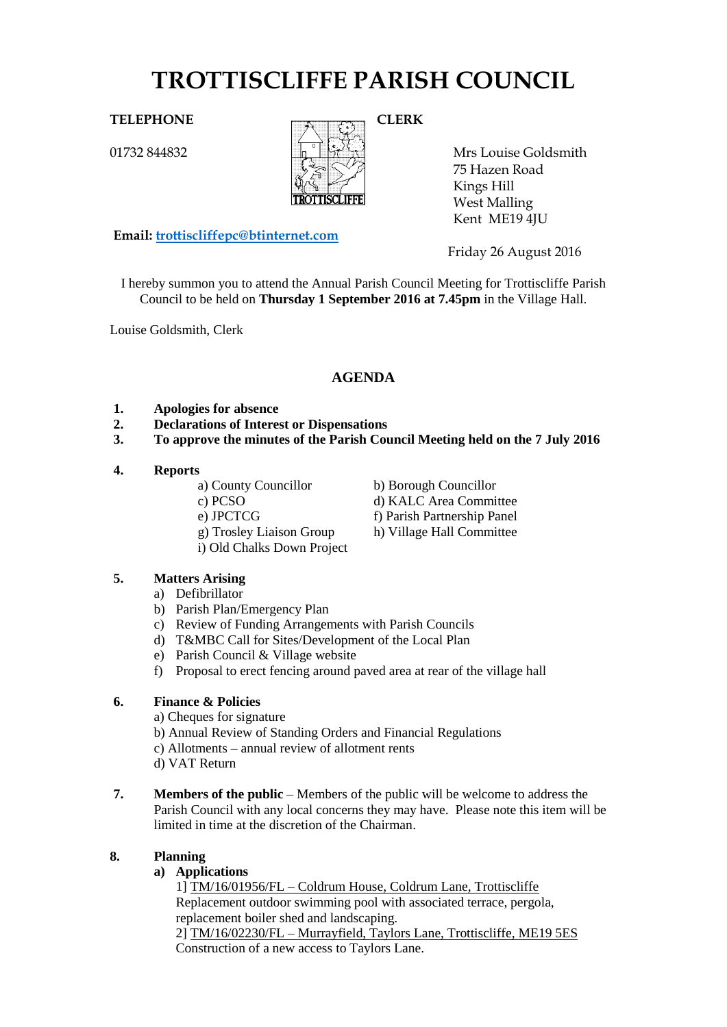# TROTTISCLIFFE PARISH COUNCIL

**TELEPHONE**

01732 844832

**CLERK**

Mrs Louise Goldsmith
75 Hazen Road
Kings Hill
West Malling
Kent ME19 4JU

**Email:** trottiscliffepc@btinternet.com

Friday 26 August 2016

I hereby summon you to attend the Annual Parish Council Meeting for Trottiscliffe Parish Council to be held on **Thursday 1 September 2016 at 7.45pm** in the Village Hall.

Louise Goldsmith, Clerk

## AGENDA

1. **Apologies for absence**
2. **Declarations of Interest or Dispensations**
3. **To approve the minutes of the Parish Council Meeting held on the 7 July 2016**

4. **Reports**
   - a) County Councillor
   - b) Borough Councillor
   - c) PCSO
   - d) KALC Area Committee
   - e) JPCTCG
   - f) Parish Partnership Panel
   - g) Trosley Liaison Group
   - h) Village Hall Committee
   - i) Old Chalks Down Project

5. **Matters Arising**
   - a) Defibrillator
   - b) Parish Plan/Emergency Plan
   - c) Review of Funding Arrangements with Parish Councils
   - d) T&MBC Call for Sites/Development of the Local Plan
   - e) Parish Council & Village website
   - f) Proposal to erect fencing around paved area at rear of the village hall

6. **Finance & Policies**
   - a) Cheques for signature
   - b) Annual Review of Standing Orders and Financial Regulations
   - c) Allotments – annual review of allotment rents
   - d) VAT Return

7. **Members of the public** – Members of the public will be welcome to address the Parish Council with any local concerns they may have. Please note this item will be limited in time at the discretion of the Chairman.

8. **Planning**
   - **a) Applications**

     1] TM/16/01956/FL – Coldrum House, Coldrum Lane, Trottiscliffe
     Replacement outdoor swimming pool with associated terrace, pergola, replacement boiler shed and landscaping.

     2] TM/16/02230/FL – Murrayfield, Taylors Lane, Trottiscliffe, ME19 5ES
     Construction of a new access to Taylors Lane.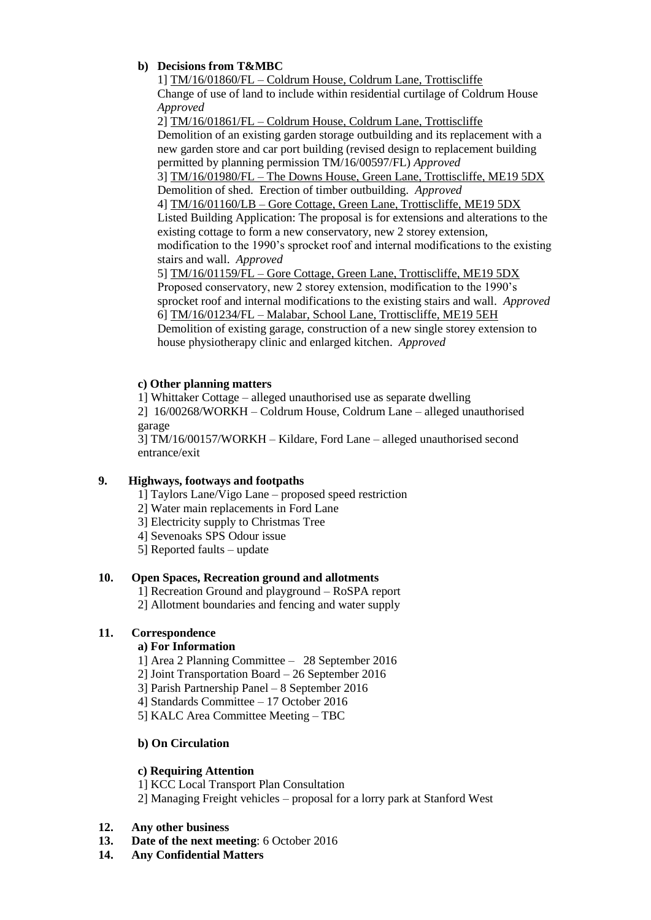**b) Decisions from T&MBC**

1] TM/16/01860/FL – Coldrum House, Coldrum Lane, Trottiscliffe
Change of use of land to include within residential curtilage of Coldrum House
*Approved*

2] TM/16/01861/FL – Coldrum House, Coldrum Lane, Trottiscliffe
Demolition of an existing garden storage outbuilding and its replacement with a new garden store and car port building (revised design to replacement building permitted by planning permission TM/16/00597/FL) *Approved*

3] TM/16/01980/FL – The Downs House, Green Lane, Trottiscliffe, ME19 5DX
Demolition of shed. Erection of timber outbuilding. *Approved*

4] TM/16/01160/LB – Gore Cottage, Green Lane, Trottiscliffe, ME19 5DX
Listed Building Application: The proposal is for extensions and alterations to the existing cottage to form a new conservatory, new 2 storey extension, modification to the 1990's sprocket roof and internal modifications to the existing stairs and wall. *Approved*

5] TM/16/01159/FL – Gore Cottage, Green Lane, Trottiscliffe, ME19 5DX
Proposed conservatory, new 2 storey extension, modification to the 1990's sprocket roof and internal modifications to the existing stairs and wall. *Approved*

6] TM/16/01234/FL – Malabar, School Lane, Trottiscliffe, ME19 5EH
Demolition of existing garage, construction of a new single storey extension to house physiotherapy clinic and enlarged kitchen. *Approved*

**c) Other planning matters**

1] Whittaker Cottage – alleged unauthorised use as separate dwelling
2] 16/00268/WORKH – Coldrum House, Coldrum Lane – alleged unauthorised garage
3] TM/16/00157/WORKH – Kildare, Ford Lane – alleged unauthorised second entrance/exit

**9. Highways, footways and footpaths**

1] Taylors Lane/Vigo Lane – proposed speed restriction
2] Water main replacements in Ford Lane
3] Electricity supply to Christmas Tree
4] Sevenoaks SPS Odour issue
5] Reported faults – update

**10. Open Spaces, Recreation ground and allotments**

1] Recreation Ground and playground – RoSPA report
2] Allotment boundaries and fencing and water supply

**11. Correspondence**

**a) For Information**

1] Area 2 Planning Committee – 28 September 2016
2] Joint Transportation Board – 26 September 2016
3] Parish Partnership Panel – 8 September 2016
4] Standards Committee – 17 October 2016
5] KALC Area Committee Meeting – TBC

**b) On Circulation**

**c) Requiring Attention**

1] KCC Local Transport Plan Consultation
2] Managing Freight vehicles – proposal for a lorry park at Stanford West

**12. Any other business**

**13. Date of the next meeting**: 6 October 2016

**14. Any Confidential Matters**